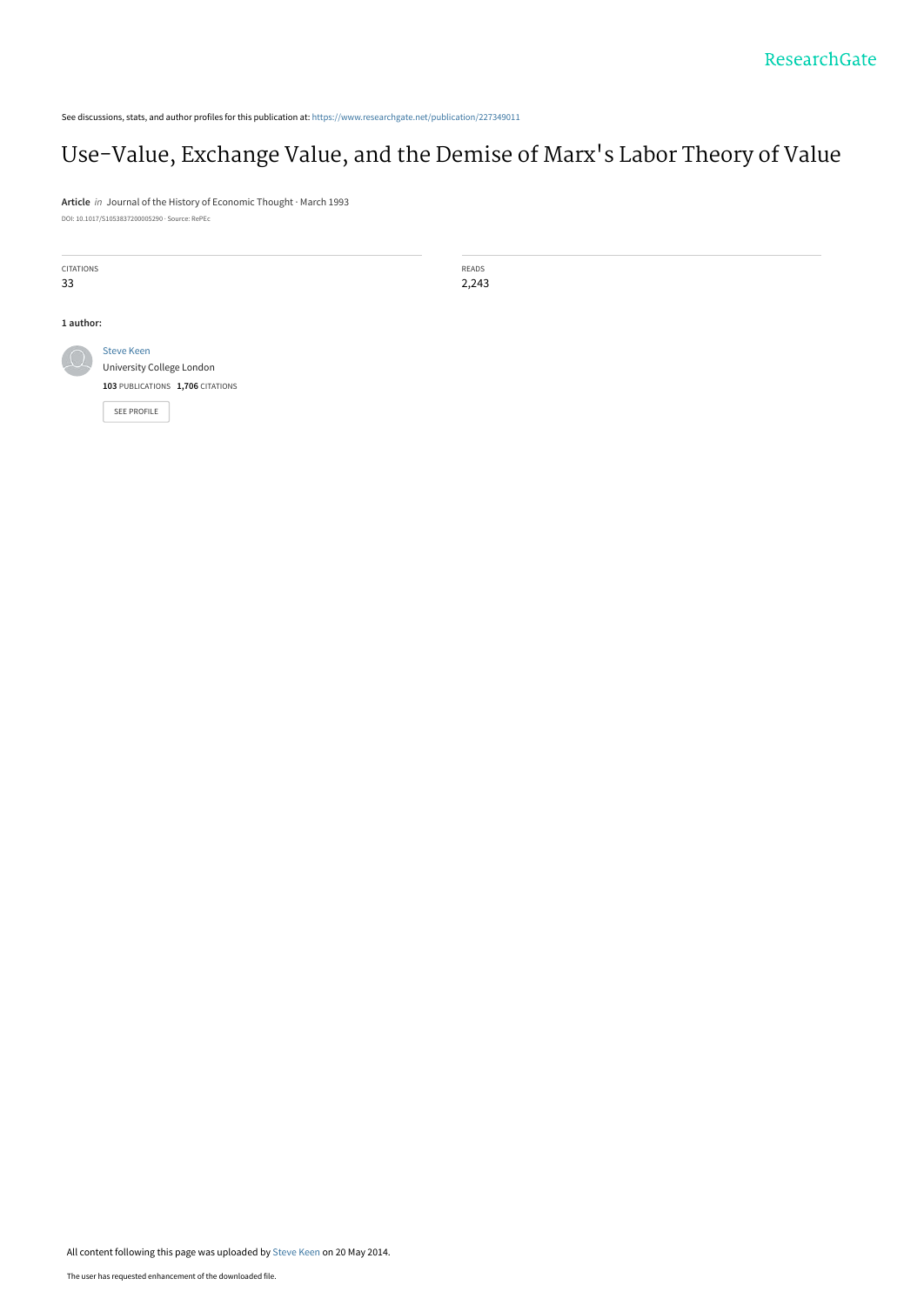See discussions, stats, and author profiles for this publication at: https://www.researchgate.net/publication/227349011

# Use-Value, Exchange Value, and the Demise of Marx's Labor Theory of Value

**Article** *in* Journal of the History of Economic Thought · March 1993

DOI: 10.1017/S1053837200005290 · Source: RePEc

CITATIONS
33

READS
2,243

**1 author:**

Steve Keen
University College London
**103** PUBLICATIONS **1,706** CITATIONS

SEE PROFILE

All content following this page was uploaded by Steve Keen on 20 May 2014.

The user has requested enhancement of the downloaded file.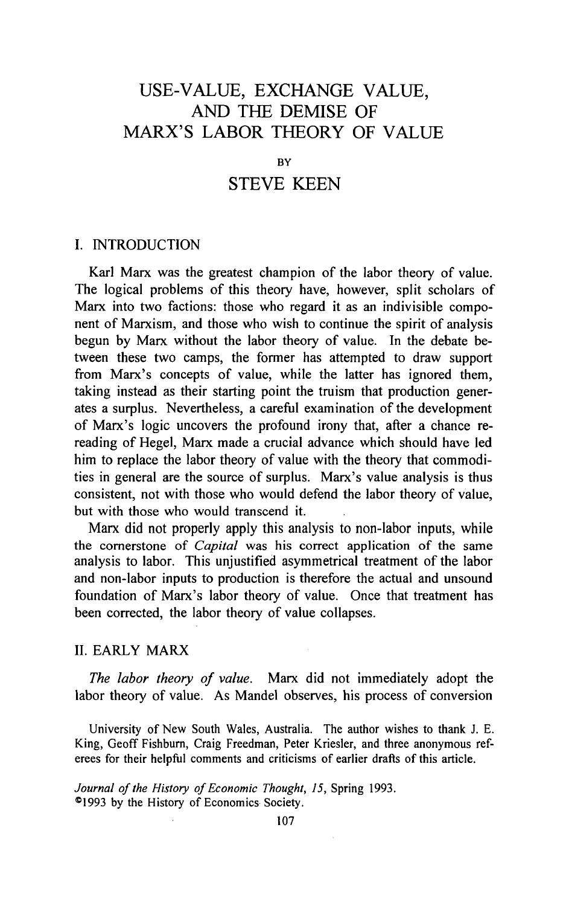# USE-VALUE, EXCHANGE VALUE, AND THE DEMISE OF MARX'S LABOR THEORY OF VALUE

BY

STEVE KEEN

## I. INTRODUCTION

Karl Marx was the greatest champion of the labor theory of value. The logical problems of this theory have, however, split scholars of Marx into two factions: those who regard it as an indivisible component of Marxism, and those who wish to continue the spirit of analysis begun by Marx without the labor theory of value. In the debate between these two camps, the former has attempted to draw support from Marx's concepts of value, while the latter has ignored them, taking instead as their starting point the truism that production generates a surplus. Nevertheless, a careful examination of the development of Marx's logic uncovers the profound irony that, after a chance rereading of Hegel, Marx made a crucial advance which should have led him to replace the labor theory of value with the theory that commodities in general are the source of surplus. Marx's value analysis is thus consistent, not with those who would defend the labor theory of value, but with those who would transcend it.

Marx did not properly apply this analysis to non-labor inputs, while the cornerstone of *Capital* was his correct application of the same analysis to labor. This unjustified asymmetrical treatment of the labor and non-labor inputs to production is therefore the actual and unsound foundation of Marx's labor theory of value. Once that treatment has been corrected, the labor theory of value collapses.

## II. EARLY MARX

*The labor theory of value.* Marx did not immediately adopt the labor theory of value. As Mandel observes, his process of conversion

University of New South Wales, Australia. The author wishes to thank J. E. King, Geoff Fishburn, Craig Freedman, Peter Kriesler, and three anonymous referees for their helpful comments and criticisms of earlier drafts of this article.

*Journal of the History of Economic Thought, 15*, Spring 1993.
©1993 by the History of Economics Society.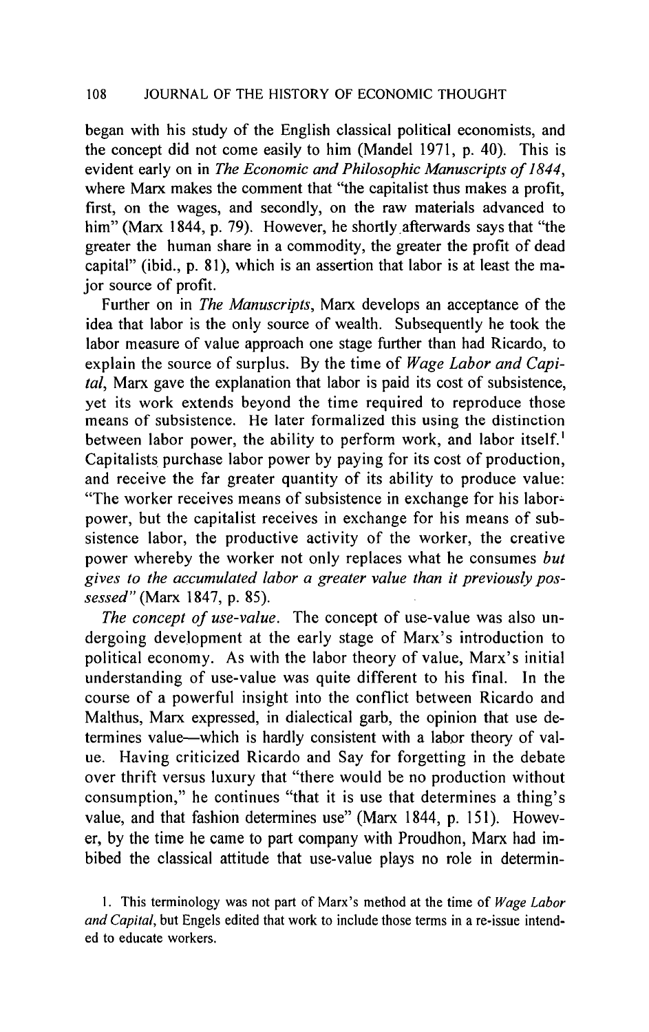began with his study of the English classical political economists, and the concept did not come easily to him (Mandel 1971, p. 40). This is evident early on in *The Economic and Philosophic Manuscripts of 1844*, where Marx makes the comment that "the capitalist thus makes a profit, first, on the wages, and secondly, on the raw materials advanced to him" (Marx 1844, p. 79). However, he shortly afterwards says that "the greater the human share in a commodity, the greater the profit of dead capital" (ibid., p. 81), which is an assertion that labor is at least the major source of profit.

Further on in *The Manuscripts*, Marx develops an acceptance of the idea that labor is the only source of wealth. Subsequently he took the labor measure of value approach one stage further than had Ricardo, to explain the source of surplus. By the time of *Wage Labor and Capital*, Marx gave the explanation that labor is paid its cost of subsistence, yet its work extends beyond the time required to reproduce those means of subsistence. He later formalized this using the distinction between labor power, the ability to perform work, and labor itself.[1] Capitalists purchase labor power by paying for its cost of production, and receive the far greater quantity of its ability to produce value: "The worker receives means of subsistence in exchange for his labor-power, but the capitalist receives in exchange for his means of subsistence labor, the productive activity of the worker, the creative power whereby the worker not only replaces what he consumes *but gives to the accumulated labor a greater value than it previously possessed*" (Marx 1847, p. 85).

*The concept of use-value.* The concept of use-value was also undergoing development at the early stage of Marx's introduction to political economy. As with the labor theory of value, Marx's initial understanding of use-value was quite different to his final. In the course of a powerful insight into the conflict between Ricardo and Malthus, Marx expressed, in dialectical garb, the opinion that use determines value—which is hardly consistent with a labor theory of value. Having criticized Ricardo and Say for forgetting in the debate over thrift versus luxury that "there would be no production without consumption," he continues "that it is use that determines a thing's value, and that fashion determines use" (Marx 1844, p. 151). However, by the time he came to part company with Proudhon, Marx had imbibed the classical attitude that use-value plays no role in determin-

1. This terminology was not part of Marx's method at the time of *Wage Labor and Capital*, but Engels edited that work to include those terms in a re-issue intended to educate workers.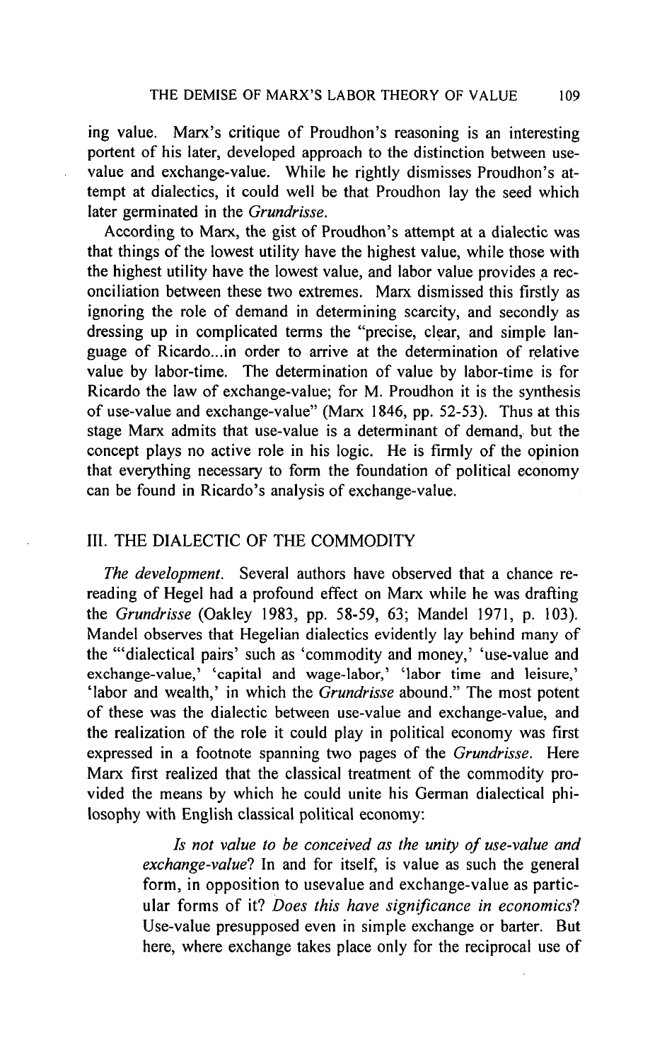ing value. Marx's critique of Proudhon's reasoning is an interesting portent of his later, developed approach to the distinction between use-value and exchange-value. While he rightly dismisses Proudhon's attempt at dialectics, it could well be that Proudhon lay the seed which later germinated in the *Grundrisse*.

According to Marx, the gist of Proudhon's attempt at a dialectic was that things of the lowest utility have the highest value, while those with the highest utility have the lowest value, and labor value provides a reconciliation between these two extremes. Marx dismissed this firstly as ignoring the role of demand in determining scarcity, and secondly as dressing up in complicated terms the "precise, clear, and simple language of Ricardo...in order to arrive at the determination of relative value by labor-time. The determination of value by labor-time is for Ricardo the law of exchange-value; for M. Proudhon it is the synthesis of use-value and exchange-value" (Marx 1846, pp. 52-53). Thus at this stage Marx admits that use-value is a determinant of demand, but the concept plays no active role in his logic. He is firmly of the opinion that everything necessary to form the foundation of political economy can be found in Ricardo's analysis of exchange-value.

## III. THE DIALECTIC OF THE COMMODITY

*The development.* Several authors have observed that a chance re-reading of Hegel had a profound effect on Marx while he was drafting the *Grundrisse* (Oakley 1983, pp. 58-59, 63; Mandel 1971, p. 103). Mandel observes that Hegelian dialectics evidently lay behind many of the "'dialectical pairs' such as 'commodity and money,' 'use-value and exchange-value,' 'capital and wage-labor,' 'labor time and leisure,' 'labor and wealth,' in which the *Grundrisse* abound." The most potent of these was the dialectic between use-value and exchange-value, and the realization of the role it could play in political economy was first expressed in a footnote spanning two pages of the *Grundrisse*. Here Marx first realized that the classical treatment of the commodity provided the means by which he could unite his German dialectical philosophy with English classical political economy:

> *Is not value to be conceived as the unity of use-value and exchange-value?* In and for itself, is value as such the general form, in opposition to usevalue and exchange-value as particular forms of it? *Does this have significance in economics?* Use-value presupposed even in simple exchange or barter. But here, where exchange takes place only for the reciprocal use of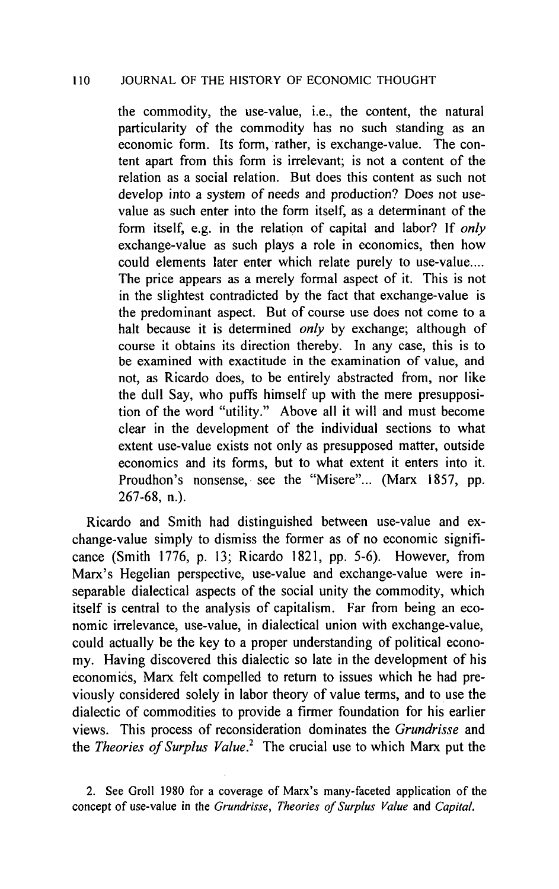> the commodity, the use-value, i.e., the content, the natural particularity of the commodity has no such standing as an economic form. Its form, rather, is exchange-value. The content apart from this form is irrelevant; is not a content of the relation as a social relation. But does this content as such not develop into a system of needs and production? Does not use-value as such enter into the form itself, as a determinant of the form itself, e.g. in the relation of capital and labor? If *only* exchange-value as such plays a role in economics, then how could elements later enter which relate purely to use-value.... The price appears as a merely formal aspect of it. This is not in the slightest contradicted by the fact that exchange-value is the predominant aspect. But of course use does not come to a halt because it is determined *only* by exchange; although of course it obtains its direction thereby. In any case, this is to be examined with exactitude in the examination of value, and not, as Ricardo does, to be entirely abstracted from, nor like the dull Say, who puffs himself up with the mere presupposition of the word "utility." Above all it will and must become clear in the development of the individual sections to what extent use-value exists not only as presupposed matter, outside economics and its forms, but to what extent it enters into it. Proudhon's nonsense, see the "Misere"... (Marx 1857, pp. 267-68, n.).

Ricardo and Smith had distinguished between use-value and exchange-value simply to dismiss the former as of no economic significance (Smith 1776, p. 13; Ricardo 1821, pp. 5-6). However, from Marx's Hegelian perspective, use-value and exchange-value were inseparable dialectical aspects of the social unity the commodity, which itself is central to the analysis of capitalism. Far from being an economic irrelevance, use-value, in dialectical union with exchange-value, could actually be the key to a proper understanding of political economy. Having discovered this dialectic so late in the development of his economics, Marx felt compelled to return to issues which he had previously considered solely in labor theory of value terms, and to use the dialectic of commodities to provide a firmer foundation for his earlier views. This process of reconsideration dominates the *Grundrisse* and the *Theories of Surplus Value*.[2] The crucial use to which Marx put the

2. See Groll 1980 for a coverage of Marx's many-faceted application of the concept of use-value in the *Grundrisse*, *Theories of Surplus Value* and *Capital*.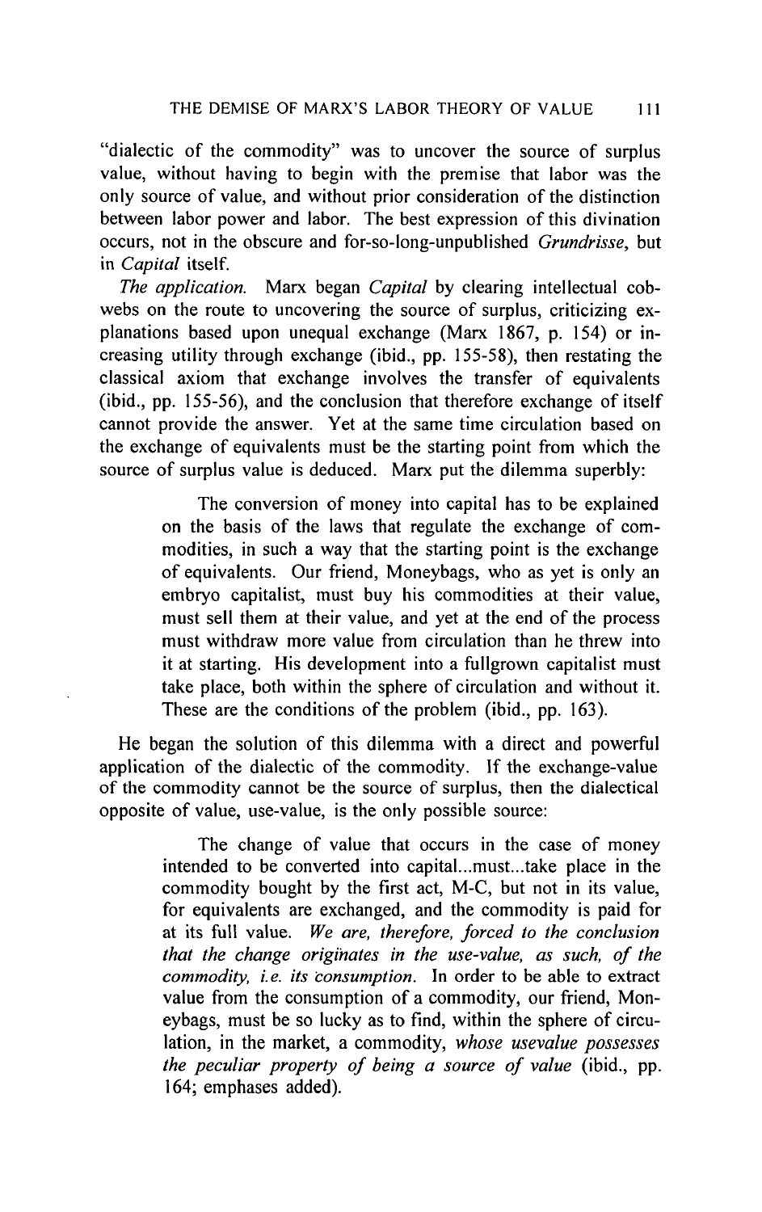"dialectic of the commodity" was to uncover the source of surplus value, without having to begin with the premise that labor was the only source of value, and without prior consideration of the distinction between labor power and labor. The best expression of this divination occurs, not in the obscure and for-so-long-unpublished *Grundrisse*, but in *Capital* itself.

*The application.* Marx began *Capital* by clearing intellectual cobwebs on the route to uncovering the source of surplus, criticizing explanations based upon unequal exchange (Marx 1867, p. 154) or increasing utility through exchange (ibid., pp. 155-58), then restating the classical axiom that exchange involves the transfer of equivalents (ibid., pp. 155-56), and the conclusion that therefore exchange of itself cannot provide the answer. Yet at the same time circulation based on the exchange of equivalents must be the starting point from which the source of surplus value is deduced. Marx put the dilemma superbly:

> The conversion of money into capital has to be explained on the basis of the laws that regulate the exchange of commodities, in such a way that the starting point is the exchange of equivalents. Our friend, Moneybags, who as yet is only an embryo capitalist, must buy his commodities at their value, must sell them at their value, and yet at the end of the process must withdraw more value from circulation than he threw into it at starting. His development into a fullgrown capitalist must take place, both within the sphere of circulation and without it. These are the conditions of the problem (ibid., pp. 163).

He began the solution of this dilemma with a direct and powerful application of the dialectic of the commodity. If the exchange-value of the commodity cannot be the source of surplus, then the dialectical opposite of value, use-value, is the only possible source:

> The change of value that occurs in the case of money intended to be converted into capital...must...take place in the commodity bought by the first act, M-C, but not in its value, for equivalents are exchanged, and the commodity is paid for at its full value. *We are, therefore, forced to the conclusion that the change originates in the use-value, as such, of the commodity, i.e. its consumption.* In order to be able to extract value from the consumption of a commodity, our friend, Moneybags, must be so lucky as to find, within the sphere of circulation, in the market, a commodity, *whose usevalue possesses the peculiar property of being a source of value* (ibid., pp. 164; emphases added).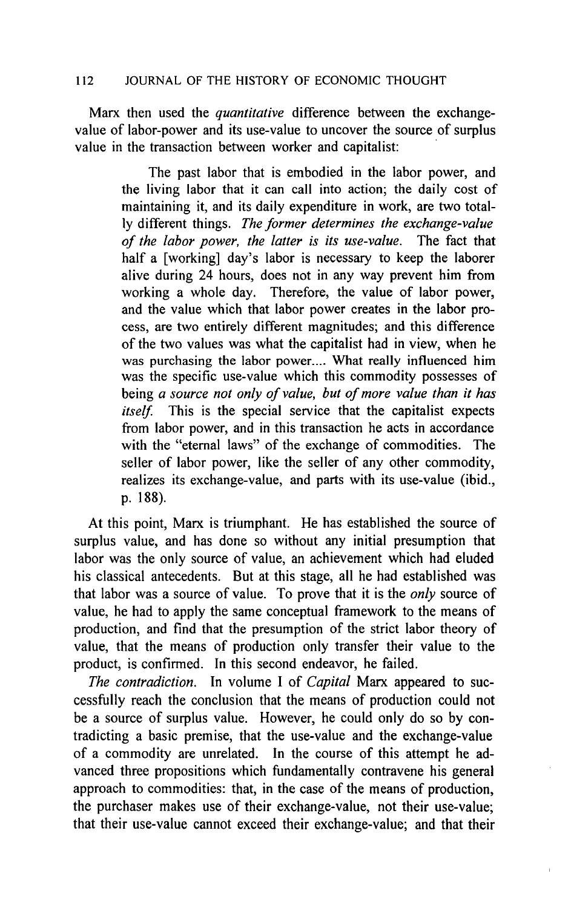Marx then used the *quantitative* difference between the exchange-value of labor-power and its use-value to uncover the source of surplus value in the transaction between worker and capitalist:

> The past labor that is embodied in the labor power, and the living labor that it can call into action; the daily cost of maintaining it, and its daily expenditure in work, are two totally different things. *The former determines the exchange-value of the labor power, the latter is its use-value.* The fact that half a [working] day's labor is necessary to keep the laborer alive during 24 hours, does not in any way prevent him from working a whole day. Therefore, the value of labor power, and the value which that labor power creates in the labor process, are two entirely different magnitudes; and this difference of the two values was what the capitalist had in view, when he was purchasing the labor power.... What really influenced him was the specific use-value which this commodity possesses of being *a source not only of value, but of more value than it has itself.* This is the special service that the capitalist expects from labor power, and in this transaction he acts in accordance with the "eternal laws" of the exchange of commodities. The seller of labor power, like the seller of any other commodity, realizes its exchange-value, and parts with its use-value (ibid., p. 188).

At this point, Marx is triumphant. He has established the source of surplus value, and has done so without any initial presumption that labor was the only source of value, an achievement which had eluded his classical antecedents. But at this stage, all he had established was that labor was a source of value. To prove that it is the *only* source of value, he had to apply the same conceptual framework to the means of production, and find that the presumption of the strict labor theory of value, that the means of production only transfer their value to the product, is confirmed. In this second endeavor, he failed.

*The contradiction.* In volume I of *Capital* Marx appeared to successfully reach the conclusion that the means of production could not be a source of surplus value. However, he could only do so by contradicting a basic premise, that the use-value and the exchange-value of a commodity are unrelated. In the course of this attempt he advanced three propositions which fundamentally contravene his general approach to commodities: that, in the case of the means of production, the purchaser makes use of their exchange-value, not their use-value; that their use-value cannot exceed their exchange-value; and that their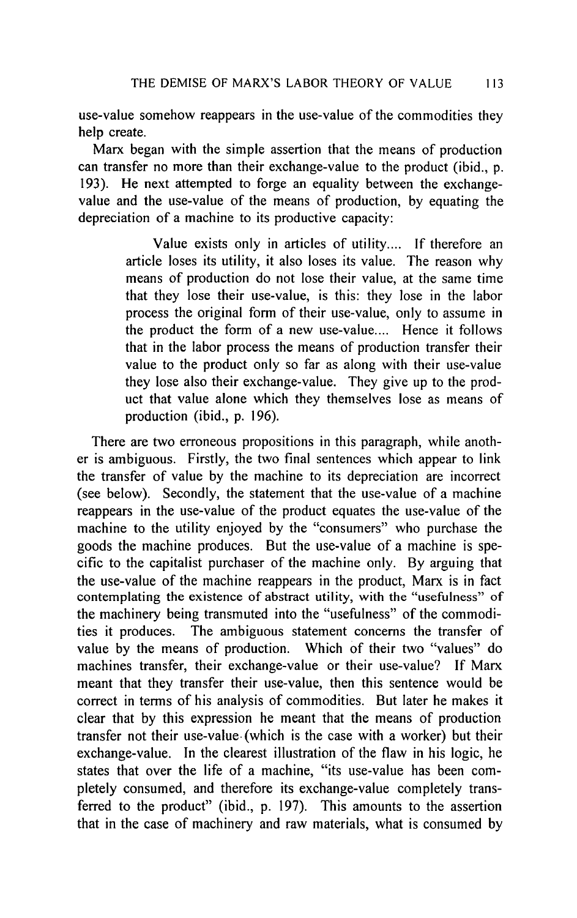use-value somehow reappears in the use-value of the commodities they help create.

Marx began with the simple assertion that the means of production can transfer no more than their exchange-value to the product (ibid., p. 193). He next attempted to forge an equality between the exchange-value and the use-value of the means of production, by equating the depreciation of a machine to its productive capacity:

> Value exists only in articles of utility.... If therefore an article loses its utility, it also loses its value. The reason why means of production do not lose their value, at the same time that they lose their use-value, is this: they lose in the labor process the original form of their use-value, only to assume in the product the form of a new use-value.... Hence it follows that in the labor process the means of production transfer their value to the product only so far as along with their use-value they lose also their exchange-value. They give up to the product that value alone which they themselves lose as means of production (ibid., p. 196).

There are two erroneous propositions in this paragraph, while another is ambiguous. Firstly, the two final sentences which appear to link the transfer of value by the machine to its depreciation are incorrect (see below). Secondly, the statement that the use-value of a machine reappears in the use-value of the product equates the use-value of the machine to the utility enjoyed by the "consumers" who purchase the goods the machine produces. But the use-value of a machine is specific to the capitalist purchaser of the machine only. By arguing that the use-value of the machine reappears in the product, Marx is in fact contemplating the existence of abstract utility, with the "usefulness" of the machinery being transmuted into the "usefulness" of the commodities it produces. The ambiguous statement concerns the transfer of value by the means of production. Which of their two "values" do machines transfer, their exchange-value or their use-value? If Marx meant that they transfer their use-value, then this sentence would be correct in terms of his analysis of commodities. But later he makes it clear that by this expression he meant that the means of production transfer not their use-value (which is the case with a worker) but their exchange-value. In the clearest illustration of the flaw in his logic, he states that over the life of a machine, "its use-value has been completely consumed, and therefore its exchange-value completely transferred to the product" (ibid., p. 197). This amounts to the assertion that in the case of machinery and raw materials, what is consumed by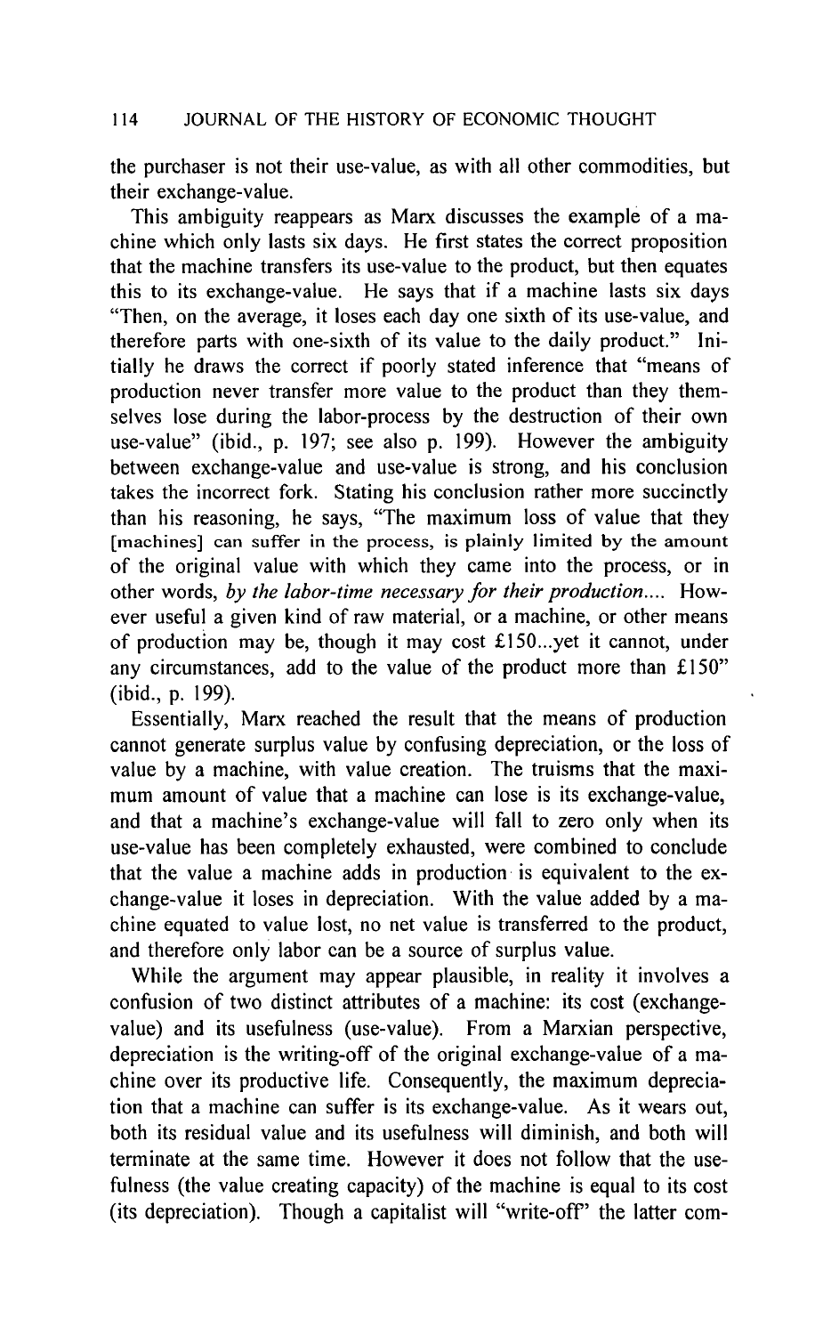the purchaser is not their use-value, as with all other commodities, but their exchange-value.

This ambiguity reappears as Marx discusses the example of a machine which only lasts six days. He first states the correct proposition that the machine transfers its use-value to the product, but then equates this to its exchange-value. He says that if a machine lasts six days "Then, on the average, it loses each day one sixth of its use-value, and therefore parts with one-sixth of its value to the daily product." Initially he draws the correct if poorly stated inference that "means of production never transfer more value to the product than they themselves lose during the labor-process by the destruction of their own use-value" (ibid., p. 197; see also p. 199). However the ambiguity between exchange-value and use-value is strong, and his conclusion takes the incorrect fork. Stating his conclusion rather more succinctly than his reasoning, he says, "The maximum loss of value that they [machines] can suffer in the process, is plainly limited by the amount of the original value with which they came into the process, or in other words, *by the labor-time necessary for their production....* However useful a given kind of raw material, or a machine, or other means of production may be, though it may cost £150...yet it cannot, under any circumstances, add to the value of the product more than £150" (ibid., p. 199).

Essentially, Marx reached the result that the means of production cannot generate surplus value by confusing depreciation, or the loss of value by a machine, with value creation. The truisms that the maximum amount of value that a machine can lose is its exchange-value, and that a machine's exchange-value will fall to zero only when its use-value has been completely exhausted, were combined to conclude that the value a machine adds in production is equivalent to the exchange-value it loses in depreciation. With the value added by a machine equated to value lost, no net value is transferred to the product, and therefore only labor can be a source of surplus value.

While the argument may appear plausible, in reality it involves a confusion of two distinct attributes of a machine: its cost (exchange-value) and its usefulness (use-value). From a Marxian perspective, depreciation is the writing-off of the original exchange-value of a machine over its productive life. Consequently, the maximum depreciation that a machine can suffer is its exchange-value. As it wears out, both its residual value and its usefulness will diminish, and both will terminate at the same time. However it does not follow that the usefulness (the value creating capacity) of the machine is equal to its cost (its depreciation). Though a capitalist will "write-off" the latter com-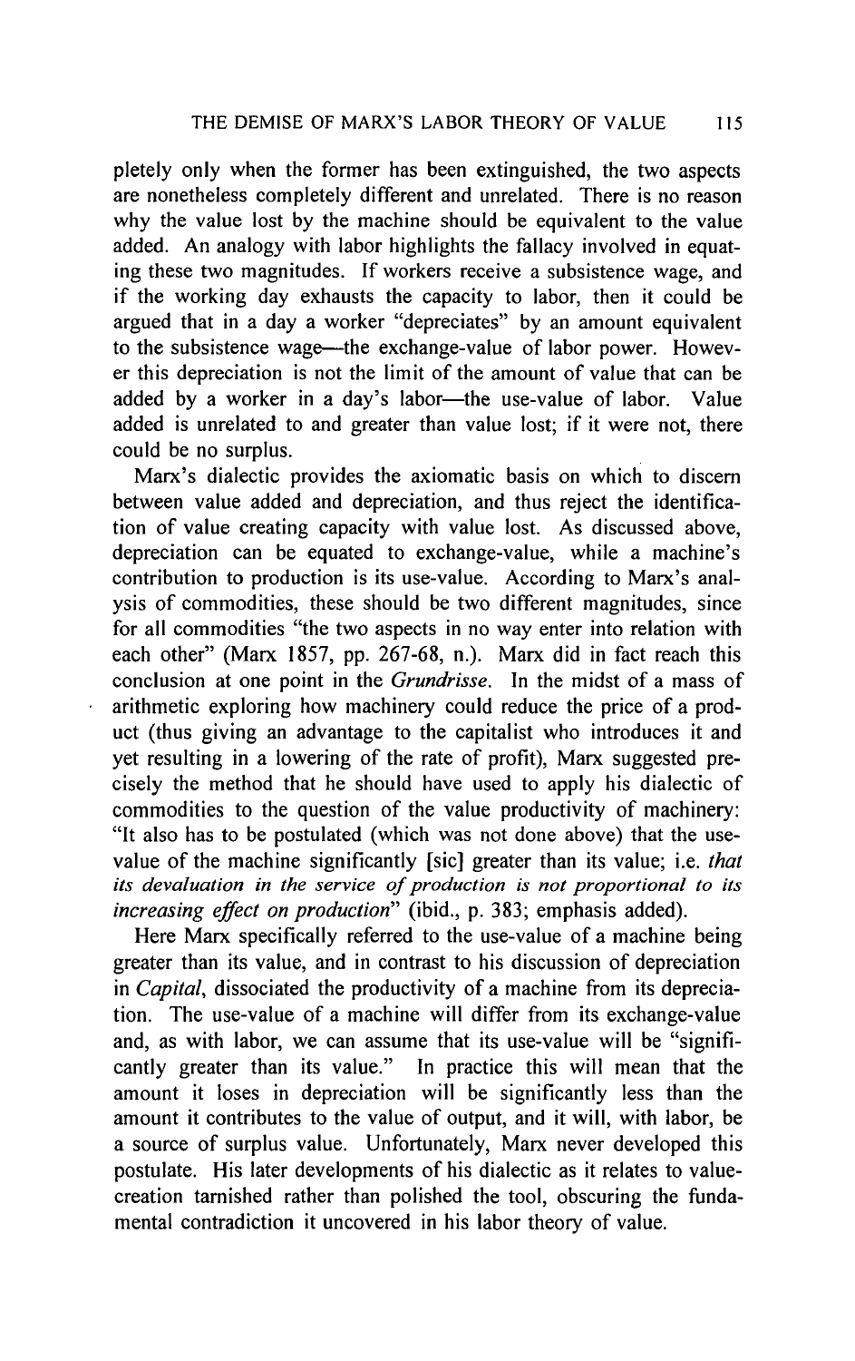pletely only when the former has been extinguished, the two aspects are nonetheless completely different and unrelated. There is no reason why the value lost by the machine should be equivalent to the value added. An analogy with labor highlights the fallacy involved in equating these two magnitudes. If workers receive a subsistence wage, and if the working day exhausts the capacity to labor, then it could be argued that in a day a worker "depreciates" by an amount equivalent to the subsistence wage—the exchange-value of labor power. However this depreciation is not the limit of the amount of value that can be added by a worker in a day's labor—the use-value of labor. Value added is unrelated to and greater than value lost; if it were not, there could be no surplus.

Marx's dialectic provides the axiomatic basis on which to discern between value added and depreciation, and thus reject the identification of value creating capacity with value lost. As discussed above, depreciation can be equated to exchange-value, while a machine's contribution to production is its use-value. According to Marx's analysis of commodities, these should be two different magnitudes, since for all commodities "the two aspects in no way enter into relation with each other" (Marx 1857, pp. 267-68, n.). Marx did in fact reach this conclusion at one point in the *Grundrisse*. In the midst of a mass of arithmetic exploring how machinery could reduce the price of a product (thus giving an advantage to the capitalist who introduces it and yet resulting in a lowering of the rate of profit), Marx suggested precisely the method that he should have used to apply his dialectic of commodities to the question of the value productivity of machinery: "It also has to be postulated (which was not done above) that the use-value of the machine significantly [sic] greater than its value; i.e. *that its devaluation in the service of production is not proportional to its increasing effect on production*" (ibid., p. 383; emphasis added).

Here Marx specifically referred to the use-value of a machine being greater than its value, and in contrast to his discussion of depreciation in *Capital*, dissociated the productivity of a machine from its depreciation. The use-value of a machine will differ from its exchange-value and, as with labor, we can assume that its use-value will be "significantly greater than its value." In practice this will mean that the amount it loses in depreciation will be significantly less than the amount it contributes to the value of output, and it will, with labor, be a source of surplus value. Unfortunately, Marx never developed this postulate. His later developments of his dialectic as it relates to value-creation tarnished rather than polished the tool, obscuring the fundamental contradiction it uncovered in his labor theory of value.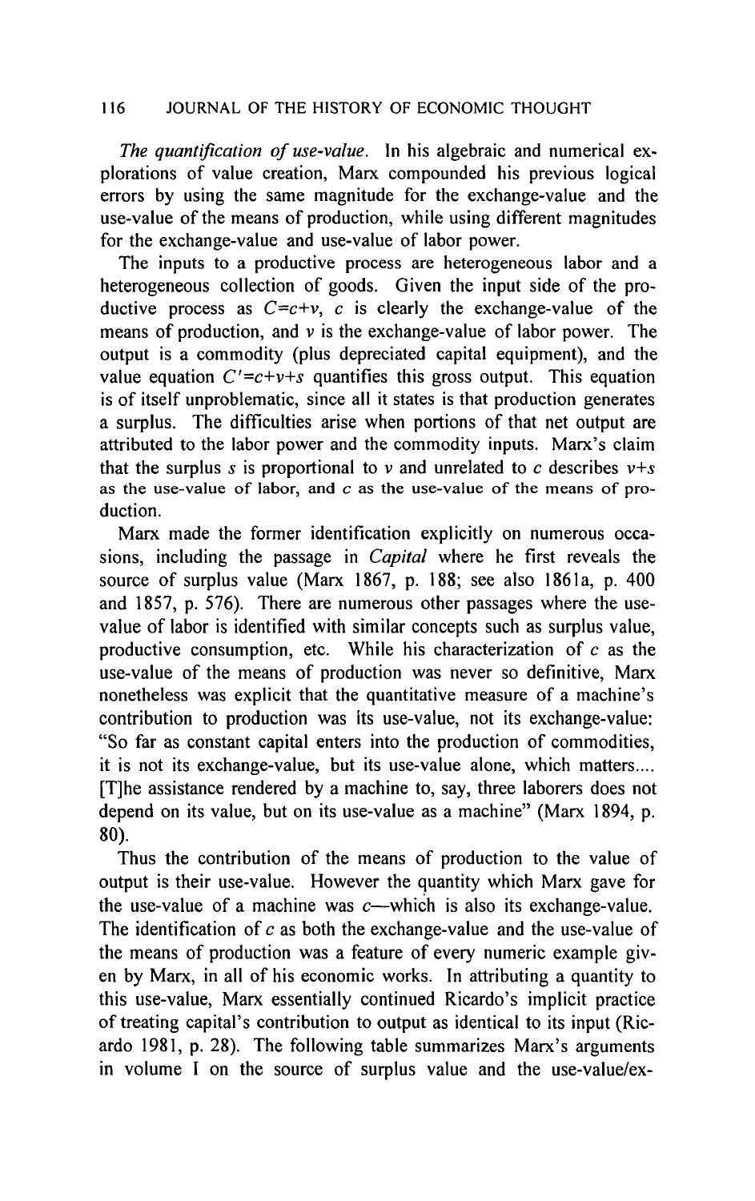*The quantification of use-value.* In his algebraic and numerical explorations of value creation, Marx compounded his previous logical errors by using the same magnitude for the exchange-value and the use-value of the means of production, while using different magnitudes for the exchange-value and use-value of labor power.

The inputs to a productive process are heterogeneous labor and a heterogeneous collection of goods. Given the input side of the productive process as $C=c+v$, $c$ is clearly the exchange-value of the means of production, and $v$ is the exchange-value of labor power. The output is a commodity (plus depreciated capital equipment), and the value equation $C'=c+v+s$ quantifies this gross output. This equation is of itself unproblematic, since all it states is that production generates a surplus. The difficulties arise when portions of that net output are attributed to the labor power and the commodity inputs. Marx's claim that the surplus $s$ is proportional to $v$ and unrelated to $c$ describes $v+s$ as the use-value of labor, and $c$ as the use-value of the means of production.

Marx made the former identification explicitly on numerous occasions, including the passage in *Capital* where he first reveals the source of surplus value (Marx 1867, p. 188; see also 1861a, p. 400 and 1857, p. 576). There are numerous other passages where the use-value of labor is identified with similar concepts such as surplus value, productive consumption, etc. While his characterization of $c$ as the use-value of the means of production was never so definitive, Marx nonetheless was explicit that the quantitative measure of a machine's contribution to production was its use-value, not its exchange-value: "So far as constant capital enters into the production of commodities, it is not its exchange-value, but its use-value alone, which matters.... [T]he assistance rendered by a machine to, say, three laborers does not depend on its value, but on its use-value as a machine" (Marx 1894, p. 80).

Thus the contribution of the means of production to the value of output is their use-value. However the quantity which Marx gave for the use-value of a machine was $c$—which is also its exchange-value. The identification of $c$ as both the exchange-value and the use-value of the means of production was a feature of every numeric example given by Marx, in all of his economic works. In attributing a quantity to this use-value, Marx essentially continued Ricardo's implicit practice of treating capital's contribution to output as identical to its input (Ricardo 1981, p. 28). The following table summarizes Marx's arguments in volume I on the source of surplus value and the use-value/ex-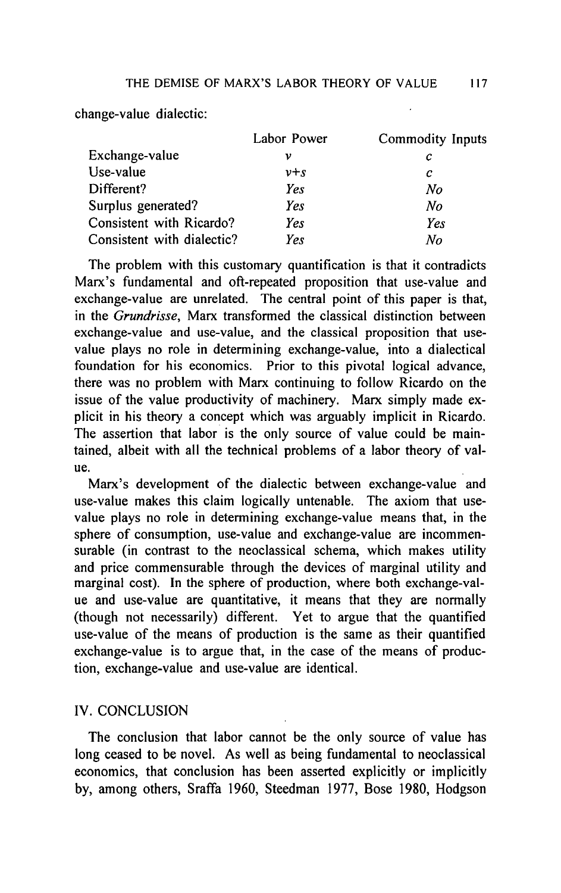change-value dialectic:

| | Labor Power | Commodity Inputs |
|---|---|---|
| Exchange-value | $v$ | $c$ |
| Use-value | $v+s$ | $c$ |
| Different? | *Yes* | *No* |
| Surplus generated? | *Yes* | *No* |
| Consistent with Ricardo? | *Yes* | *Yes* |
| Consistent with dialectic? | *Yes* | *No* |

The problem with this customary quantification is that it contradicts Marx's fundamental and oft-repeated proposition that use-value and exchange-value are unrelated. The central point of this paper is that, in the *Grundrisse*, Marx transformed the classical distinction between exchange-value and use-value, and the classical proposition that use-value plays no role in determining exchange-value, into a dialectical foundation for his economics. Prior to this pivotal logical advance, there was no problem with Marx continuing to follow Ricardo on the issue of the value productivity of machinery. Marx simply made explicit in his theory a concept which was arguably implicit in Ricardo. The assertion that labor is the only source of value could be maintained, albeit with all the technical problems of a labor theory of value.

Marx's development of the dialectic between exchange-value and use-value makes this claim logically untenable. The axiom that use-value plays no role in determining exchange-value means that, in the sphere of consumption, use-value and exchange-value are incommensurable (in contrast to the neoclassical schema, which makes utility and price commensurable through the devices of marginal utility and marginal cost). In the sphere of production, where both exchange-value and use-value are quantitative, it means that they are normally (though not necessarily) different. Yet to argue that the quantified use-value of the means of production is the same as their quantified exchange-value is to argue that, in the case of the means of production, exchange-value and use-value are identical.

## IV. CONCLUSION

The conclusion that labor cannot be the only source of value has long ceased to be novel. As well as being fundamental to neoclassical economics, that conclusion has been asserted explicitly or implicitly by, among others, Sraffa 1960, Steedman 1977, Bose 1980, Hodgson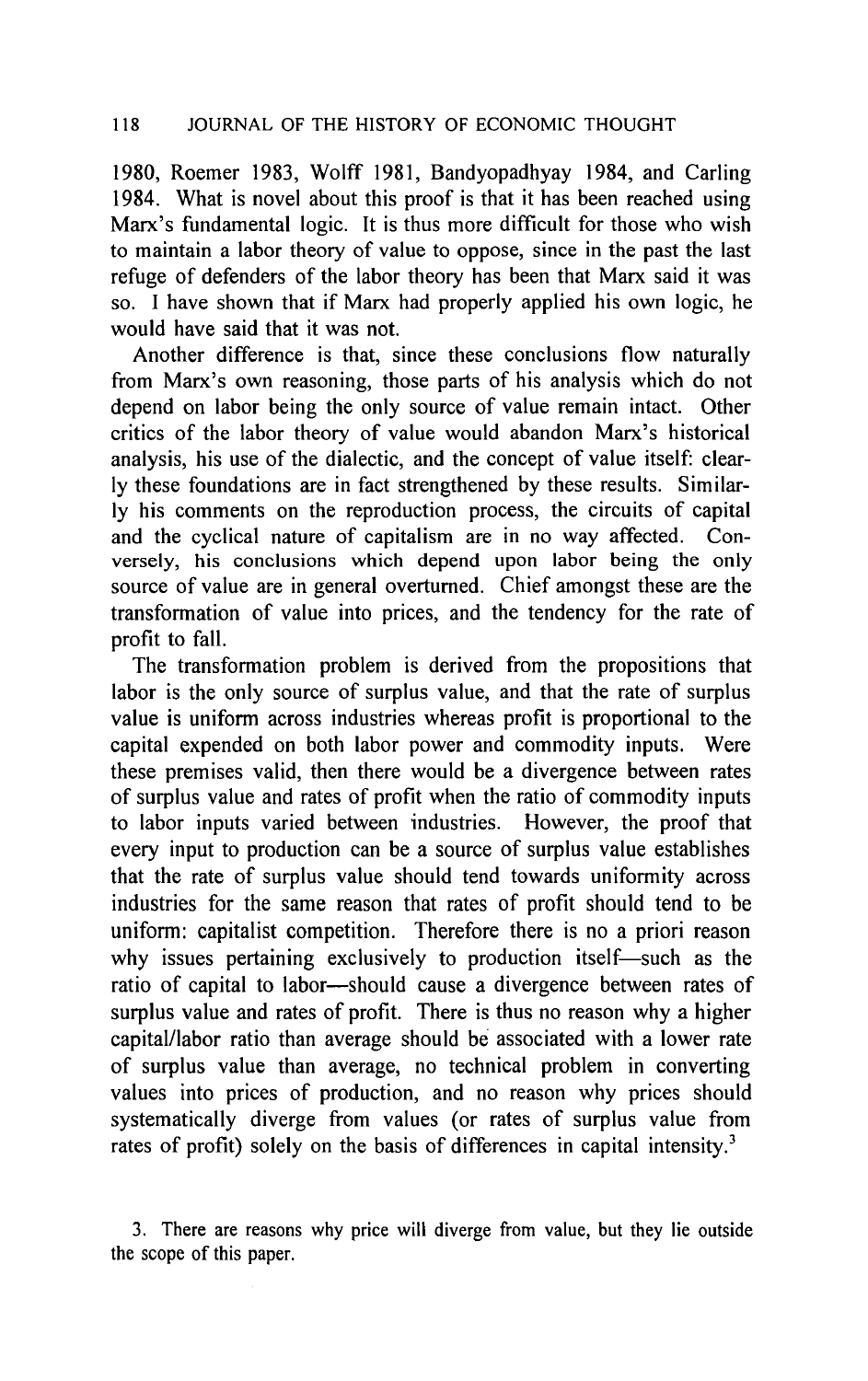1980, Roemer 1983, Wolff 1981, Bandyopadhyay 1984, and Carling 1984. What is novel about this proof is that it has been reached using Marx's fundamental logic. It is thus more difficult for those who wish to maintain a labor theory of value to oppose, since in the past the last refuge of defenders of the labor theory has been that Marx said it was so. I have shown that if Marx had properly applied his own logic, he would have said that it was not.

Another difference is that, since these conclusions flow naturally from Marx's own reasoning, those parts of his analysis which do not depend on labor being the only source of value remain intact. Other critics of the labor theory of value would abandon Marx's historical analysis, his use of the dialectic, and the concept of value itself: clearly these foundations are in fact strengthened by these results. Similarly his comments on the reproduction process, the circuits of capital and the cyclical nature of capitalism are in no way affected. Conversely, his conclusions which depend upon labor being the only source of value are in general overturned. Chief amongst these are the transformation of value into prices, and the tendency for the rate of profit to fall.

The transformation problem is derived from the propositions that labor is the only source of surplus value, and that the rate of surplus value is uniform across industries whereas profit is proportional to the capital expended on both labor power and commodity inputs. Were these premises valid, then there would be a divergence between rates of surplus value and rates of profit when the ratio of commodity inputs to labor inputs varied between industries. However, the proof that every input to production can be a source of surplus value establishes that the rate of surplus value should tend towards uniformity across industries for the same reason that rates of profit should tend to be uniform: capitalist competition. Therefore there is no a priori reason why issues pertaining exclusively to production itself—such as the ratio of capital to labor—should cause a divergence between rates of surplus value and rates of profit. There is thus no reason why a higher capital/labor ratio than average should be associated with a lower rate of surplus value than average, no technical problem in converting values into prices of production, and no reason why prices should systematically diverge from values (or rates of surplus value from rates of profit) solely on the basis of differences in capital intensity.[3]

3. There are reasons why price will diverge from value, but they lie outside the scope of this paper.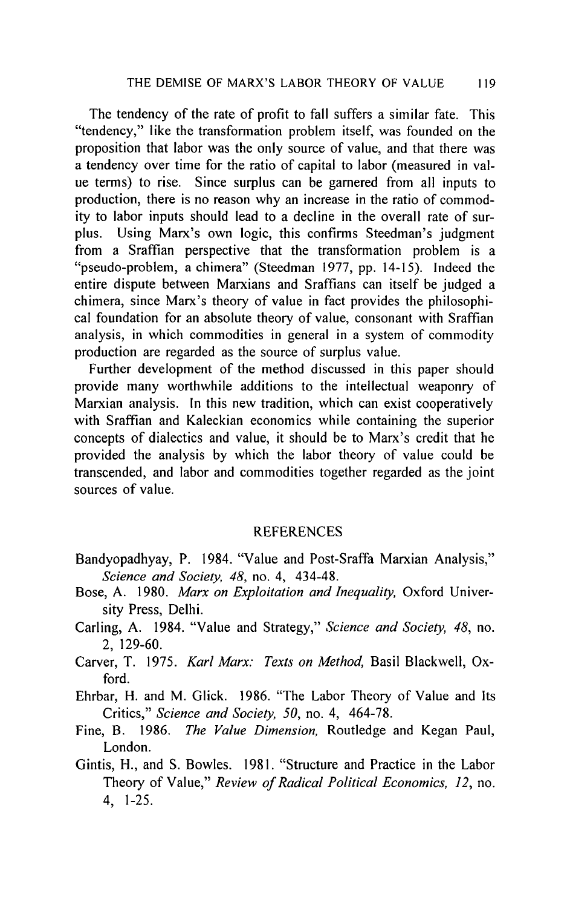The tendency of the rate of profit to fall suffers a similar fate. This "tendency," like the transformation problem itself, was founded on the proposition that labor was the only source of value, and that there was a tendency over time for the ratio of capital to labor (measured in value terms) to rise. Since surplus can be garnered from all inputs to production, there is no reason why an increase in the ratio of commodity to labor inputs should lead to a decline in the overall rate of surplus. Using Marx's own logic, this confirms Steedman's judgment from a Sraffian perspective that the transformation problem is a "pseudo-problem, a chimera" (Steedman 1977, pp. 14-15). Indeed the entire dispute between Marxians and Sraffians can itself be judged a chimera, since Marx's theory of value in fact provides the philosophical foundation for an absolute theory of value, consonant with Sraffian analysis, in which commodities in general in a system of commodity production are regarded as the source of surplus value.

Further development of the method discussed in this paper should provide many worthwhile additions to the intellectual weaponry of Marxian analysis. In this new tradition, which can exist cooperatively with Sraffian and Kaleckian economics while containing the superior concepts of dialectics and value, it should be to Marx's credit that he provided the analysis by which the labor theory of value could be transcended, and labor and commodities together regarded as the joint sources of value.

## REFERENCES

Bandyopadhyay, P. 1984. "Value and Post-Sraffa Marxian Analysis," *Science and Society, 48*, no. 4, 434-48.

Bose, A. 1980. *Marx on Exploitation and Inequality,* Oxford University Press, Delhi.

Carling, A. 1984. "Value and Strategy," *Science and Society, 48*, no. 2, 129-60.

Carver, T. 1975. *Karl Marx: Texts on Method,* Basil Blackwell, Oxford.

Ehrbar, H. and M. Glick. 1986. "The Labor Theory of Value and Its Critics," *Science and Society, 50*, no. 4, 464-78.

Fine, B. 1986. *The Value Dimension,* Routledge and Kegan Paul, London.

Gintis, H., and S. Bowles. 1981. "Structure and Practice in the Labor Theory of Value," *Review of Radical Political Economics, 12*, no. 4, 1-25.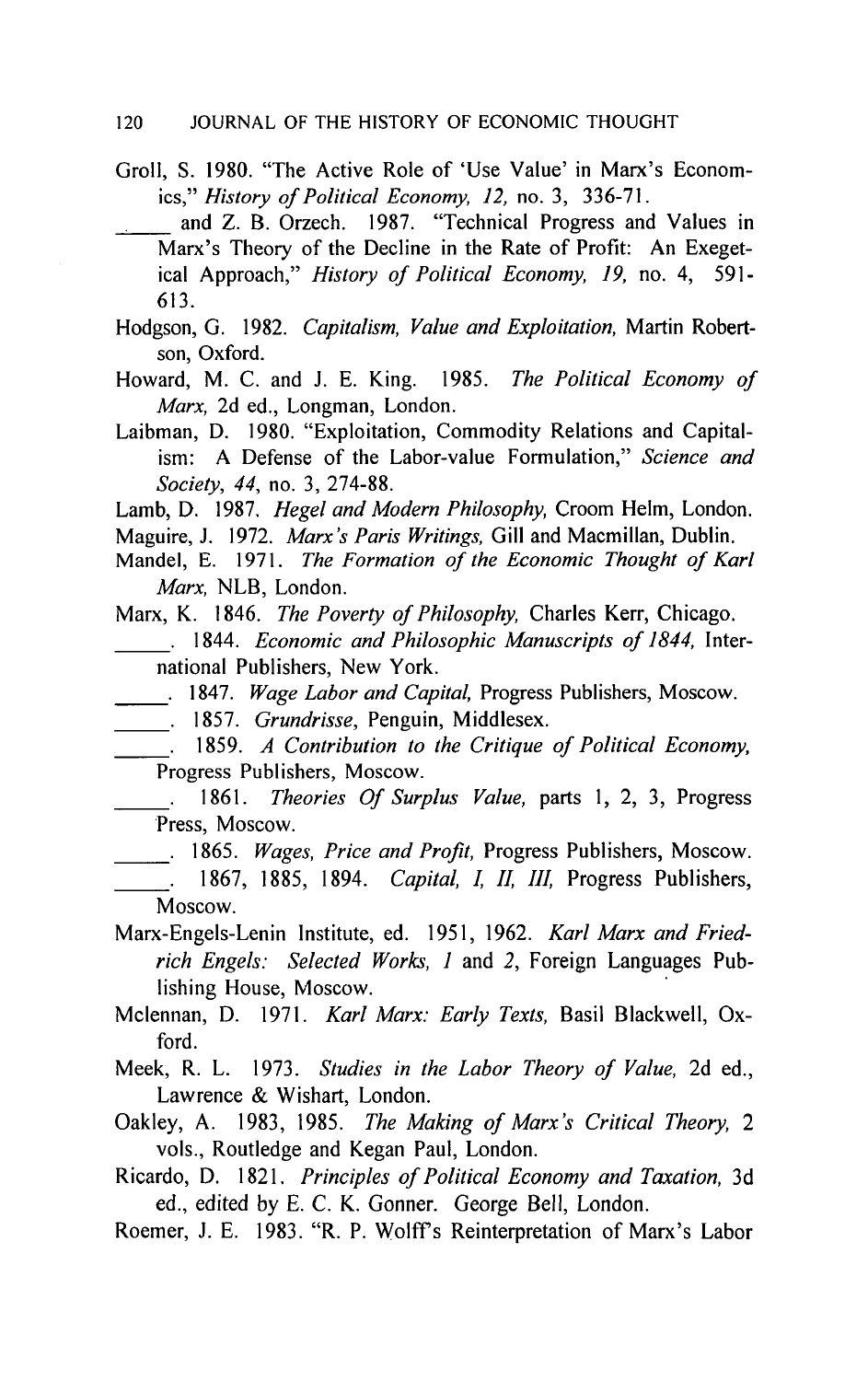Groll, S. 1980. "The Active Role of 'Use Value' in Marx's Economics," *History of Political Economy, 12,* no. 3, 336-71.

_____ and Z. B. Orzech. 1987. "Technical Progress and Values in Marx's Theory of the Decline in the Rate of Profit: An Exegetical Approach," *History of Political Economy, 19,* no. 4, 591-613.

Hodgson, G. 1982. *Capitalism, Value and Exploitation,* Martin Robertson, Oxford.

Howard, M. C. and J. E. King. 1985. *The Political Economy of Marx,* 2d ed., Longman, London.

Laibman, D. 1980. "Exploitation, Commodity Relations and Capitalism: A Defense of the Labor-value Formulation," *Science and Society, 44,* no. 3, 274-88.

Lamb, D. 1987. *Hegel and Modern Philosophy,* Croom Helm, London.

Maguire, J. 1972. *Marx's Paris Writings,* Gill and Macmillan, Dublin.

Mandel, E. 1971. *The Formation of the Economic Thought of Karl Marx,* NLB, London.

Marx, K. 1846. *The Poverty of Philosophy,* Charles Kerr, Chicago.

_____. 1844. *Economic and Philosophic Manuscripts of 1844,* International Publishers, New York.

_____. 1847. *Wage Labor and Capital,* Progress Publishers, Moscow.

_____. 1857. *Grundrisse,* Penguin, Middlesex.

_____. 1859. *A Contribution to the Critique of Political Economy,* Progress Publishers, Moscow.

_____. 1861. *Theories Of Surplus Value,* parts 1, 2, 3, Progress Press, Moscow.

_____. 1865. *Wages, Price and Profit,* Progress Publishers, Moscow.

_____. 1867, 1885, 1894. *Capital, I, II, III,* Progress Publishers, Moscow.

Marx-Engels-Lenin Institute, ed. 1951, 1962. *Karl Marx and Friedrich Engels: Selected Works, 1* and *2,* Foreign Languages Publishing House, Moscow.

Mclennan, D. 1971. *Karl Marx: Early Texts,* Basil Blackwell, Oxford.

Meek, R. L. 1973. *Studies in the Labor Theory of Value,* 2d ed., Lawrence & Wishart, London.

Oakley, A. 1983, 1985. *The Making of Marx's Critical Theory,* 2 vols., Routledge and Kegan Paul, London.

Ricardo, D. 1821. *Principles of Political Economy and Taxation,* 3d ed., edited by E. C. K. Gonner. George Bell, London.

Roemer, J. E. 1983. "R. P. Wolff's Reinterpretation of Marx's Labor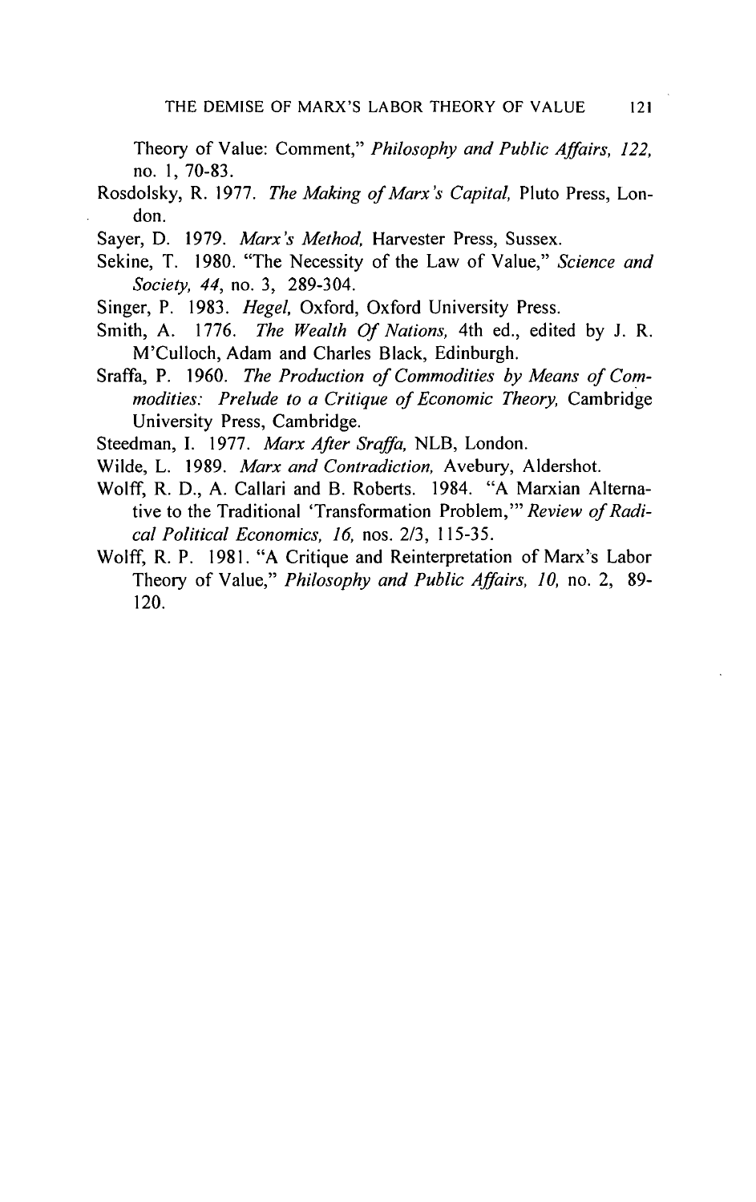Theory of Value: Comment," *Philosophy and Public Affairs, 122,* no. 1, 70-83.

Rosdolsky, R. 1977. *The Making of Marx's Capital,* Pluto Press, London.

Sayer, D. 1979. *Marx's Method,* Harvester Press, Sussex.

Sekine, T. 1980. "The Necessity of the Law of Value," *Science and Society, 44,* no. 3, 289-304.

Singer, P. 1983. *Hegel,* Oxford, Oxford University Press.

Smith, A. 1776. *The Wealth Of Nations,* 4th ed., edited by J. R. M'Culloch, Adam and Charles Black, Edinburgh.

Sraffa, P. 1960. *The Production of Commodities by Means of Commodities: Prelude to a Critique of Economic Theory,* Cambridge University Press, Cambridge.

Steedman, I. 1977. *Marx After Sraffa,* NLB, London.

Wilde, L. 1989. *Marx and Contradiction,* Avebury, Aldershot.

Wolff, R. D., A. Callari and B. Roberts. 1984. "A Marxian Alternative to the Traditional 'Transformation Problem,'" *Review of Radical Political Economics, 16,* nos. 2/3, 115-35.

Wolff, R. P. 1981. "A Critique and Reinterpretation of Marx's Labor Theory of Value," *Philosophy and Public Affairs, 10,* no. 2, 89-120.